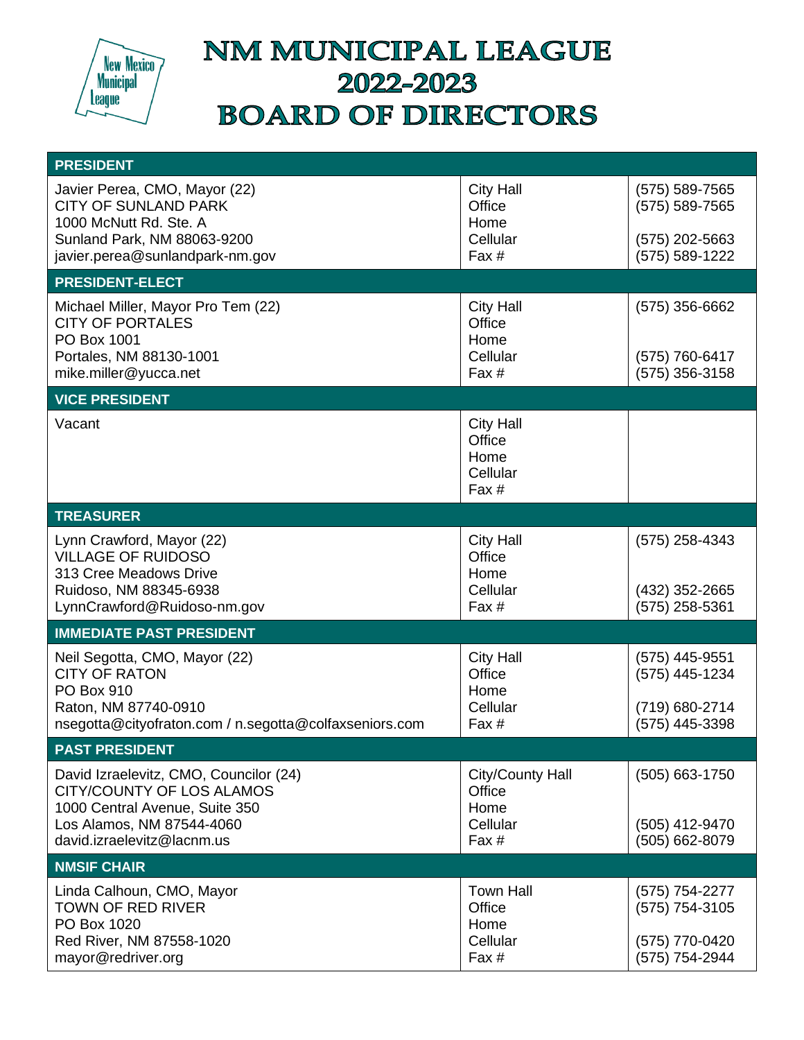# NM MUNICIPAL LEAGUE 2022-2023 BOARD OF DIRECTORS

| PRESIDENT | | |
|---|---|---|
| Javier Perea, CMO, Mayor (22)<br>CITY OF SUNLAND PARK<br>1000 McNutt Rd. Ste. A<br>Sunland Park, NM 88063-9200<br>javier.perea@sunlandpark-nm.gov | City Hall<br>Office<br>Home<br>Cellular<br>Fax # | (575) 589-7565<br>(575) 589-7565<br><br>(575) 202-5663<br>(575) 589-1222 |
| **PRESIDENT-ELECT** | | |
| Michael Miller, Mayor Pro Tem (22)<br>CITY OF PORTALES<br>PO Box 1001<br>Portales, NM 88130-1001<br>mike.miller@yucca.net | City Hall<br>Office<br>Home<br>Cellular<br>Fax # | (575) 356-6662<br><br><br>(575) 760-6417<br>(575) 356-3158 |
| **VICE PRESIDENT** | | |
| Vacant | City Hall<br>Office<br>Home<br>Cellular<br>Fax # | |
| **TREASURER** | | |
| Lynn Crawford, Mayor (22)<br>VILLAGE OF RUIDOSO<br>313 Cree Meadows Drive<br>Ruidoso, NM 88345-6938<br>LynnCrawford@Ruidoso-nm.gov | City Hall<br>Office<br>Home<br>Cellular<br>Fax # | (575) 258-4343<br><br><br>(432) 352-2665<br>(575) 258-5361 |
| **IMMEDIATE PAST PRESIDENT** | | |
| Neil Segotta, CMO, Mayor (22)<br>CITY OF RATON<br>PO Box 910<br>Raton, NM 87740-0910<br>nsegotta@cityofraton.com / n.segotta@colfaxseniors.com | City Hall<br>Office<br>Home<br>Cellular<br>Fax # | (575) 445-9551<br>(575) 445-1234<br><br>(719) 680-2714<br>(575) 445-3398 |
| **PAST PRESIDENT** | | |
| David Izraelevitz, CMO, Councilor (24)<br>CITY/COUNTY OF LOS ALAMOS<br>1000 Central Avenue, Suite 350<br>Los Alamos, NM 87544-4060<br>david.izraelevitz@lacnm.us | City/County Hall<br>Office<br>Home<br>Cellular<br>Fax # | (505) 663-1750<br><br><br>(505) 412-9470<br>(505) 662-8079 |
| **NMSIF CHAIR** | | |
| Linda Calhoun, CMO, Mayor<br>TOWN OF RED RIVER<br>PO Box 1020<br>Red River, NM 87558-1020<br>mayor@redriver.org | Town Hall<br>Office<br>Home<br>Cellular<br>Fax # | (575) 754-2277<br>(575) 754-3105<br><br>(575) 770-0420<br>(575) 754-2944 |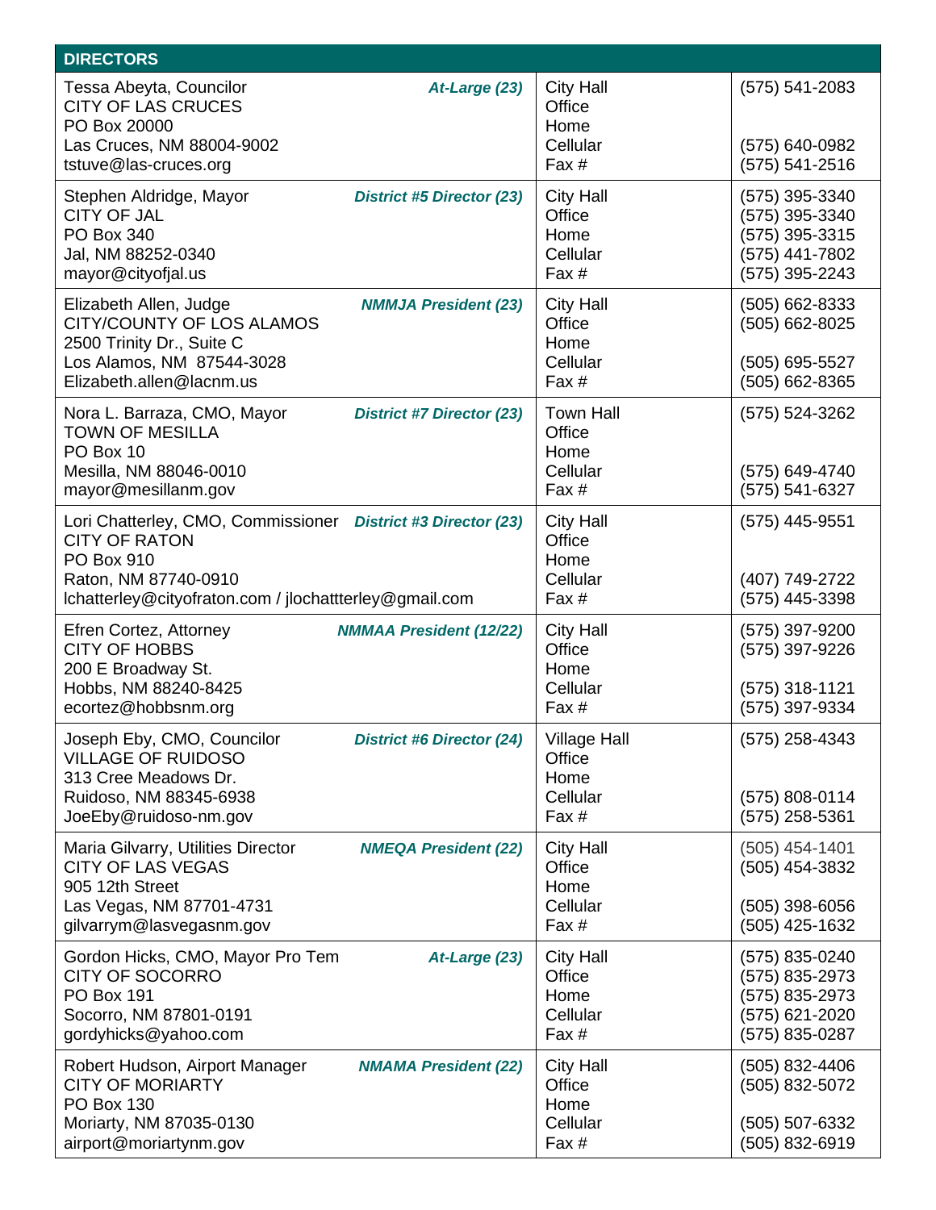| DIRECTORS | | | |
|---|---|---|---|
| Tessa Abeyta, Councilor<br>CITY OF LAS CRUCES<br>PO Box 20000<br>Las Cruces, NM 88004-9002<br>tstuve@las-cruces.org | ***At-Large (23)*** | City Hall<br>Office<br>Home<br>Cellular<br>Fax # | (575) 541-2083<br><br><br>(575) 640-0982<br>(575) 541-2516 |
| Stephen Aldridge, Mayor<br>CITY OF JAL<br>PO Box 340<br>Jal, NM 88252-0340<br>mayor@cityofjal.us | ***District #5 Director (23)*** | City Hall<br>Office<br>Home<br>Cellular<br>Fax # | (575) 395-3340<br>(575) 395-3340<br>(575) 395-3315<br>(575) 441-7802<br>(575) 395-2243 |
| Elizabeth Allen, Judge<br>CITY/COUNTY OF LOS ALAMOS<br>2500 Trinity Dr., Suite C<br>Los Alamos, NM 87544-3028<br>Elizabeth.allen@lacnm.us | ***NMMJA President (23)*** | City Hall<br>Office<br>Home<br>Cellular<br>Fax # | (505) 662-8333<br>(505) 662-8025<br><br>(505) 695-5527<br>(505) 662-8365 |
| Nora L. Barraza, CMO, Mayor<br>TOWN OF MESILLA<br>PO Box 10<br>Mesilla, NM 88046-0010<br>mayor@mesillanm.gov | ***District #7 Director (23)*** | Town Hall<br>Office<br>Home<br>Cellular<br>Fax # | (575) 524-3262<br><br><br>(575) 649-4740<br>(575) 541-6327 |
| Lori Chatterley, CMO, Commissioner<br>CITY OF RATON<br>PO Box 910<br>Raton, NM 87740-0910<br>lchatterley@cityofraton.com / jlochattterley@gmail.com | ***District #3 Director (23)*** | City Hall<br>Office<br>Home<br>Cellular<br>Fax # | (575) 445-9551<br><br><br>(407) 749-2722<br>(575) 445-3398 |
| Efren Cortez, Attorney<br>CITY OF HOBBS<br>200 E Broadway St.<br>Hobbs, NM 88240-8425<br>ecortez@hobbsnm.org | ***NMMAA President (12/22)*** | City Hall<br>Office<br>Home<br>Cellular<br>Fax # | (575) 397-9200<br>(575) 397-9226<br><br>(575) 318-1121<br>(575) 397-9334 |
| Joseph Eby, CMO, Councilor<br>VILLAGE OF RUIDOSO<br>313 Cree Meadows Dr.<br>Ruidoso, NM 88345-6938<br>JoeEby@ruidoso-nm.gov | ***District #6 Director (24)*** | Village Hall<br>Office<br>Home<br>Cellular<br>Fax # | (575) 258-4343<br><br><br>(575) 808-0114<br>(575) 258-5361 |
| Maria Gilvarry, Utilities Director<br>CITY OF LAS VEGAS<br>905 12th Street<br>Las Vegas, NM 87701-4731<br>gilvarrym@lasvegasnm.gov | ***NMEQA President (22)*** | City Hall<br>Office<br>Home<br>Cellular<br>Fax # | (505) 454-1401<br>(505) 454-3832<br><br>(505) 398-6056<br>(505) 425-1632 |
| Gordon Hicks, CMO, Mayor Pro Tem<br>CITY OF SOCORRO<br>PO Box 191<br>Socorro, NM 87801-0191<br>gordyhicks@yahoo.com | ***At-Large (23)*** | City Hall<br>Office<br>Home<br>Cellular<br>Fax # | (575) 835-0240<br>(575) 835-2973<br>(575) 835-2973<br>(575) 621-2020<br>(575) 835-0287 |
| Robert Hudson, Airport Manager<br>CITY OF MORIARTY<br>PO Box 130<br>Moriarty, NM 87035-0130<br>airport@moriartynm.gov | ***NMAMA President (22)*** | City Hall<br>Office<br>Home<br>Cellular<br>Fax # | (505) 832-4406<br>(505) 832-5072<br><br>(505) 507-6332<br>(505) 832-6919 |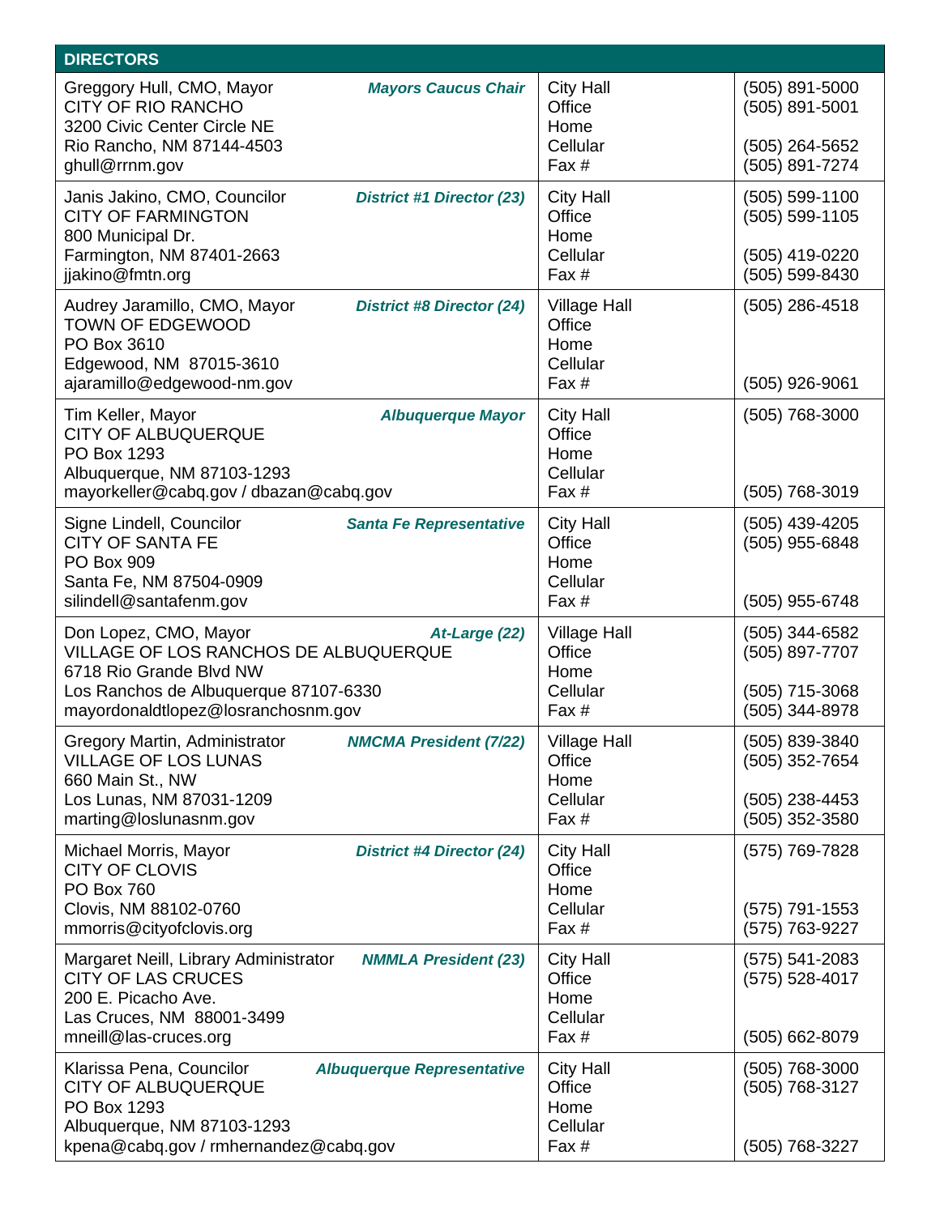| DIRECTORS | | |
|---|---|---|
| Greggory Hull, CMO, Mayor ***Mayors Caucus Chair***<br>CITY OF RIO RANCHO<br>3200 Civic Center Circle NE<br>Rio Rancho, NM 87144-4503<br>ghull@rrnm.gov | City Hall<br>Office<br>Home<br>Cellular<br>Fax # | (505) 891-5000<br>(505) 891-5001<br><br>(505) 264-5652<br>(505) 891-7274 |
| Janis Jakino, CMO, Councilor ***District #1 Director (23)***<br>CITY OF FARMINGTON<br>800 Municipal Dr.<br>Farmington, NM 87401-2663<br>jjakino@fmtn.org | City Hall<br>Office<br>Home<br>Cellular<br>Fax # | (505) 599-1100<br>(505) 599-1105<br><br>(505) 419-0220<br>(505) 599-8430 |
| Audrey Jaramillo, CMO, Mayor ***District #8 Director (24)***<br>TOWN OF EDGEWOOD<br>PO Box 3610<br>Edgewood, NM 87015-3610<br>ajaramillo@edgewood-nm.gov | Village Hall<br>Office<br>Home<br>Cellular<br>Fax # | (505) 286-4518<br><br><br><br>(505) 926-9061 |
| Tim Keller, Mayor ***Albuquerque Mayor***<br>CITY OF ALBUQUERQUE<br>PO Box 1293<br>Albuquerque, NM 87103-1293<br>mayorkeller@cabq.gov / dbazan@cabq.gov | City Hall<br>Office<br>Home<br>Cellular<br>Fax # | (505) 768-3000<br><br><br><br>(505) 768-3019 |
| Signe Lindell, Councilor ***Santa Fe Representative***<br>CITY OF SANTA FE<br>PO Box 909<br>Santa Fe, NM 87504-0909<br>silindell@santafenm.gov | City Hall<br>Office<br>Home<br>Cellular<br>Fax # | (505) 439-4205<br>(505) 955-6848<br><br><br>(505) 955-6748 |
| Don Lopez, CMO, Mayor ***At-Large (22)***<br>VILLAGE OF LOS RANCHOS DE ALBUQUERQUE<br>6718 Rio Grande Blvd NW<br>Los Ranchos de Albuquerque 87107-6330<br>mayordonaldtlopez@losranchosnm.gov | Village Hall<br>Office<br>Home<br>Cellular<br>Fax # | (505) 344-6582<br>(505) 897-7707<br><br>(505) 715-3068<br>(505) 344-8978 |
| Gregory Martin, Administrator ***NMCMA President (7/22)***<br>VILLAGE OF LOS LUNAS<br>660 Main St., NW<br>Los Lunas, NM 87031-1209<br>marting@loslunasnm.gov | Village Hall<br>Office<br>Home<br>Cellular<br>Fax # | (505) 839-3840<br>(505) 352-7654<br><br>(505) 238-4453<br>(505) 352-3580 |
| Michael Morris, Mayor ***District #4 Director (24)***<br>CITY OF CLOVIS<br>PO Box 760<br>Clovis, NM 88102-0760<br>mmorris@cityofclovis.org | City Hall<br>Office<br>Home<br>Cellular<br>Fax # | (575) 769-7828<br><br><br>(575) 791-1553<br>(575) 763-9227 |
| Margaret Neill, Library Administrator ***NMMLA President (23)***<br>CITY OF LAS CRUCES<br>200 E. Picacho Ave.<br>Las Cruces, NM 88001-3499<br>mneill@las-cruces.org | City Hall<br>Office<br>Home<br>Cellular<br>Fax # | (575) 541-2083<br>(575) 528-4017<br><br><br>(505) 662-8079 |
| Klarissa Pena, Councilor ***Albuquerque Representative***<br>CITY OF ALBUQUERQUE<br>PO Box 1293<br>Albuquerque, NM 87103-1293<br>kpena@cabq.gov / rmhernandez@cabq.gov | City Hall<br>Office<br>Home<br>Cellular<br>Fax # | (505) 768-3000<br>(505) 768-3127<br><br><br>(505) 768-3227 |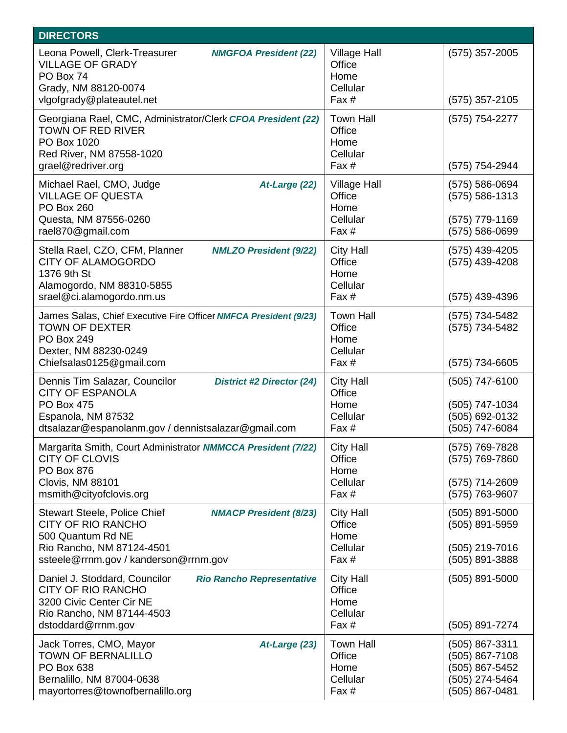| DIRECTORS | | |
|---|---|---|
| Leona Powell, Clerk-Treasurer ***NMGFOA President (22)***<br>VILLAGE OF GRADY<br>PO Box 74<br>Grady, NM 88120-0074<br>vlgofgrady@plateautel.net | Village Hall<br>Office<br>Home<br>Cellular<br>Fax # | (575) 357-2005<br><br><br><br>(575) 357-2105 |
| Georgiana Rael, CMC, Administrator/Clerk ***CFOA President (22)***<br>TOWN OF RED RIVER<br>PO Box 1020<br>Red River, NM 87558-1020<br>grael@redriver.org | Town Hall<br>Office<br>Home<br>Cellular<br>Fax # | (575) 754-2277<br><br><br><br>(575) 754-2944 |
| Michael Rael, CMO, Judge ***At-Large (22)***<br>VILLAGE OF QUESTA<br>PO Box 260<br>Questa, NM 87556-0260<br>rael870@gmail.com | Village Hall<br>Office<br>Home<br>Cellular<br>Fax # | (575) 586-0694<br>(575) 586-1313<br><br>(575) 779-1169<br>(575) 586-0699 |
| Stella Rael, CZO, CFM, Planner ***NMLZO President (9/22)***<br>CITY OF ALAMOGORDO<br>1376 9th St<br>Alamogordo, NM 88310-5855<br>srael@ci.alamogordo.nm.us | City Hall<br>Office<br>Home<br>Cellular<br>Fax # | (575) 439-4205<br>(575) 439-4208<br><br><br>(575) 439-4396 |
| James Salas, Chief Executive Fire Officer ***NMFCA President (9/23)***<br>TOWN OF DEXTER<br>PO Box 249<br>Dexter, NM 88230-0249<br>Chiefsalas0125@gmail.com | Town Hall<br>Office<br>Home<br>Cellular<br>Fax # | (575) 734-5482<br>(575) 734-5482<br><br><br>(575) 734-6605 |
| Dennis Tim Salazar, Councilor ***District #2 Director (24)***<br>CITY OF ESPANOLA<br>PO Box 475<br>Espanola, NM 87532<br>dtsalazar@espanolanm.gov / dennistsalazar@gmail.com | City Hall<br>Office<br>Home<br>Cellular<br>Fax # | (505) 747-6100<br><br>(505) 747-1034<br>(505) 692-0132<br>(505) 747-6084 |
| Margarita Smith, Court Administrator ***NMMCCA President (7/22)***<br>CITY OF CLOVIS<br>PO Box 876<br>Clovis, NM 88101<br>msmith@cityofclovis.org | City Hall<br>Office<br>Home<br>Cellular<br>Fax # | (575) 769-7828<br>(575) 769-7860<br><br>(575) 714-2609<br>(575) 763-9607 |
| Stewart Steele, Police Chief ***NMACP President (8/23)***<br>CITY OF RIO RANCHO<br>500 Quantum Rd NE<br>Rio Rancho, NM 87124-4501<br>ssteele@rrnm.gov / kanderson@rrnm.gov | City Hall<br>Office<br>Home<br>Cellular<br>Fax # | (505) 891-5000<br>(505) 891-5959<br><br>(505) 219-7016<br>(505) 891-3888 |
| Daniel J. Stoddard, Councilor ***Rio Rancho Representative***<br>CITY OF RIO RANCHO<br>3200 Civic Center Cir NE<br>Rio Rancho, NM 87144-4503<br>dstoddard@rrnm.gov | City Hall<br>Office<br>Home<br>Cellular<br>Fax # | (505) 891-5000<br><br><br><br>(505) 891-7274 |
| Jack Torres, CMO, Mayor ***At-Large (23)***<br>TOWN OF BERNALILLO<br>PO Box 638<br>Bernalillo, NM 87004-0638<br>mayortorres@townofbernalillo.org | Town Hall<br>Office<br>Home<br>Cellular<br>Fax # | (505) 867-3311<br>(505) 867-7108<br>(505) 867-5452<br>(505) 274-5464<br>(505) 867-0481 |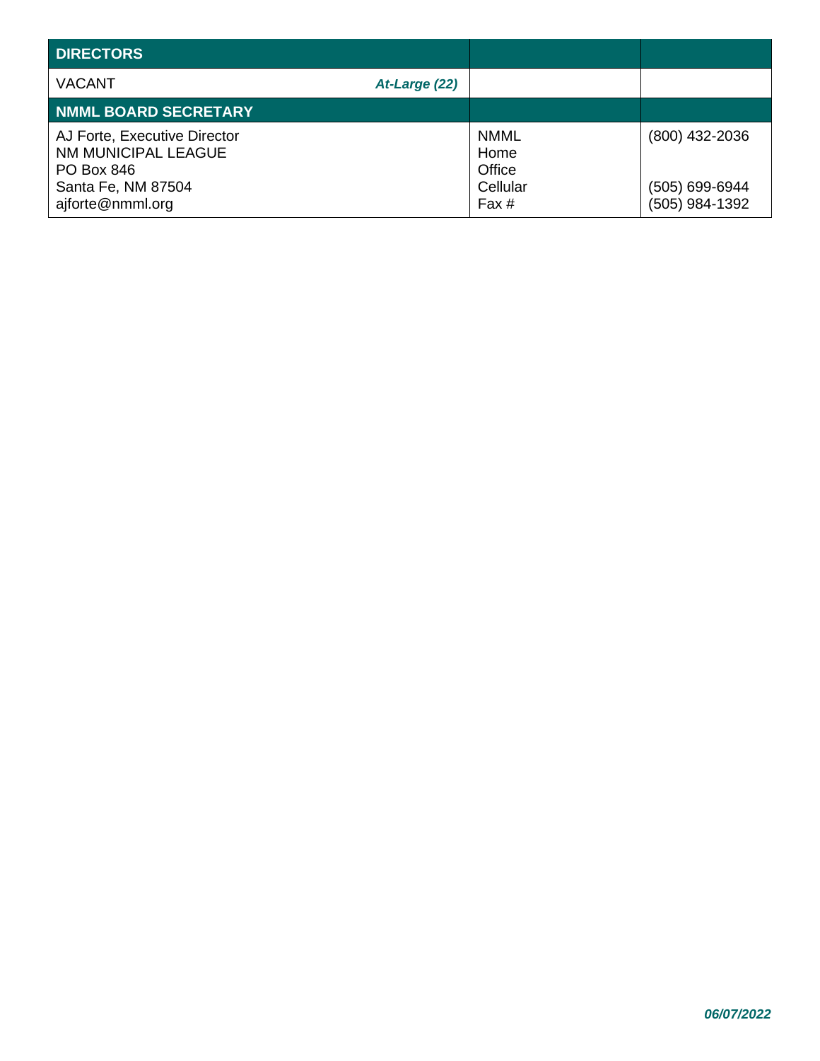| DIRECTORS | | |
|---|---|---|
| VACANT *At-Large (22)* | | |
| **NMML BOARD SECRETARY** | | |
| AJ Forte, Executive Director<br>NM MUNICIPAL LEAGUE<br>PO Box 846<br>Santa Fe, NM 87504<br>ajforte@nmml.org | NMML<br>Home<br>Office<br>Cellular<br>Fax # | (800) 432-2036<br><br><br>(505) 699-6944<br>(505) 984-1392 |

*06/07/2022*